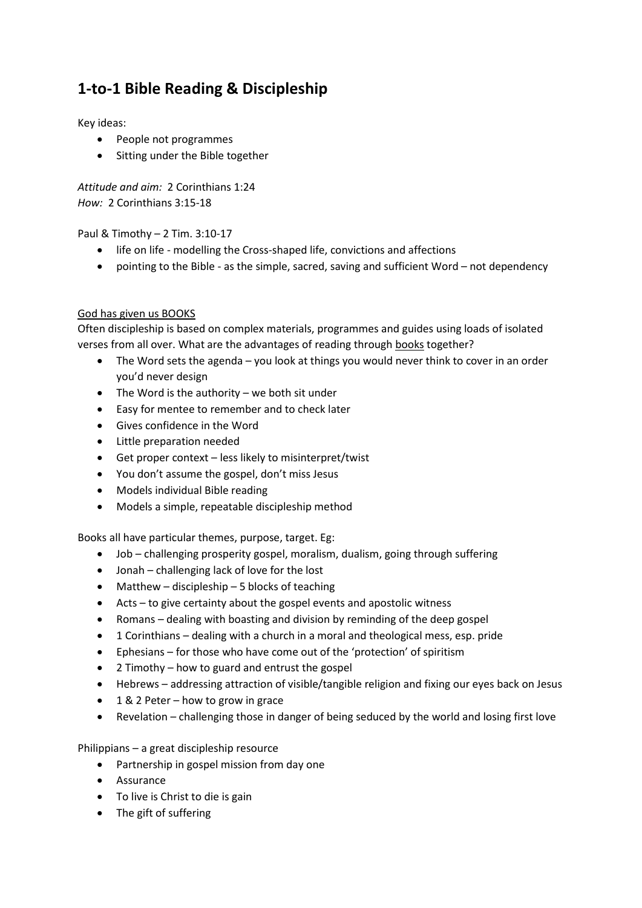# 1-to-1 Bible Reading & Discipleship

Key ideas:

- People not programmes
- Sitting under the Bible together

*Attitude and aim:* 2 Corinthians 1:24
*How:* 2 Corinthians 3:15-18

Paul & Timothy – 2 Tim. 3:10-17

- life on life - modelling the Cross-shaped life, convictions and affections
- pointing to the Bible - as the simple, sacred, saving and sufficient Word – not dependency

<u>God has given us BOOKS</u>
Often discipleship is based on complex materials, programmes and guides using loads of isolated verses from all over. What are the advantages of reading through <u>books</u> together?

- The Word sets the agenda – you look at things you would never think to cover in an order you'd never design
- The Word is the authority – we both sit under
- Easy for mentee to remember and to check later
- Gives confidence in the Word
- Little preparation needed
- Get proper context – less likely to misinterpret/twist
- You don't assume the gospel, don't miss Jesus
- Models individual Bible reading
- Models a simple, repeatable discipleship method

Books all have particular themes, purpose, target. Eg:

- Job – challenging prosperity gospel, moralism, dualism, going through suffering
- Jonah – challenging lack of love for the lost
- Matthew – discipleship – 5 blocks of teaching
- Acts – to give certainty about the gospel events and apostolic witness
- Romans – dealing with boasting and division by reminding of the deep gospel
- 1 Corinthians – dealing with a church in a moral and theological mess, esp. pride
- Ephesians – for those who have come out of the 'protection' of spiritism
- 2 Timothy – how to guard and entrust the gospel
- Hebrews – addressing attraction of visible/tangible religion and fixing our eyes back on Jesus
- 1 & 2 Peter – how to grow in grace
- Revelation – challenging those in danger of being seduced by the world and losing first love

Philippians – a great discipleship resource

- Partnership in gospel mission from day one
- Assurance
- To live is Christ to die is gain
- The gift of suffering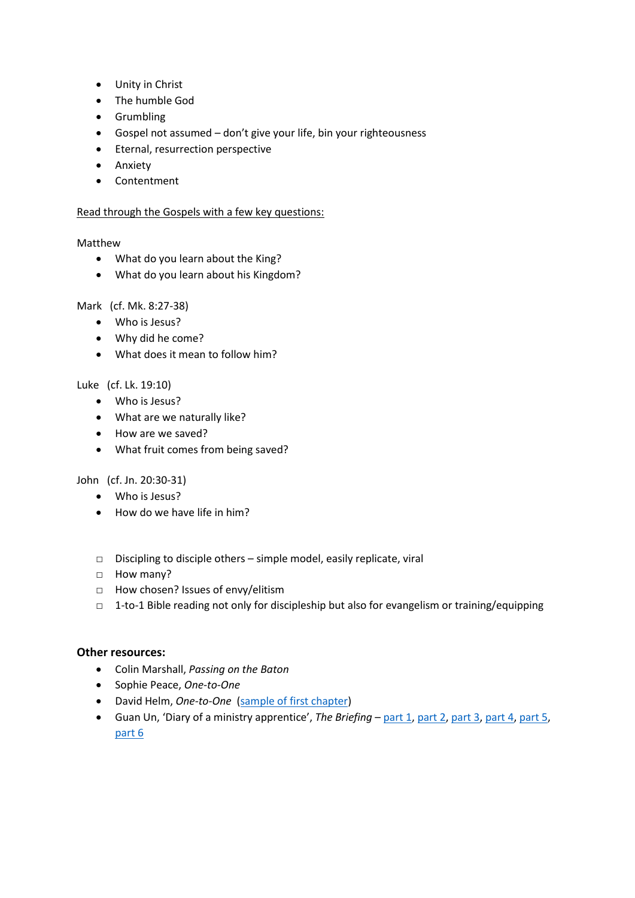- Unity in Christ
- The humble God
- Grumbling
- Gospel not assumed – don't give your life, bin your righteousness
- Eternal, resurrection perspective
- Anxiety
- Contentment

<u>Read through the Gospels with a few key questions:</u>

Matthew

- What do you learn about the King?
- What do you learn about his Kingdom?

Mark (cf. Mk. 8:27-38)

- Who is Jesus?
- Why did he come?
- What does it mean to follow him?

Luke (cf. Lk. 19:10)

- Who is Jesus?
- What are we naturally like?
- How are we saved?
- What fruit comes from being saved?

John (cf. Jn. 20:30-31)

- Who is Jesus?
- How do we have life in him?

- ☐ Discipling to disciple others – simple model, easily replicate, viral
- ☐ How many?
- ☐ How chosen? Issues of envy/elitism
- ☐ 1-to-1 Bible reading not only for discipleship but also for evangelism or training/equipping

**Other resources:**

- Colin Marshall, *Passing on the Baton*
- Sophie Peace, *One-to-One*
- David Helm, *One-to-One* (sample of first chapter)
- Guan Un, 'Diary of a ministry apprentice', *The Briefing* – part 1, part 2, part 3, part 4, part 5, part 6